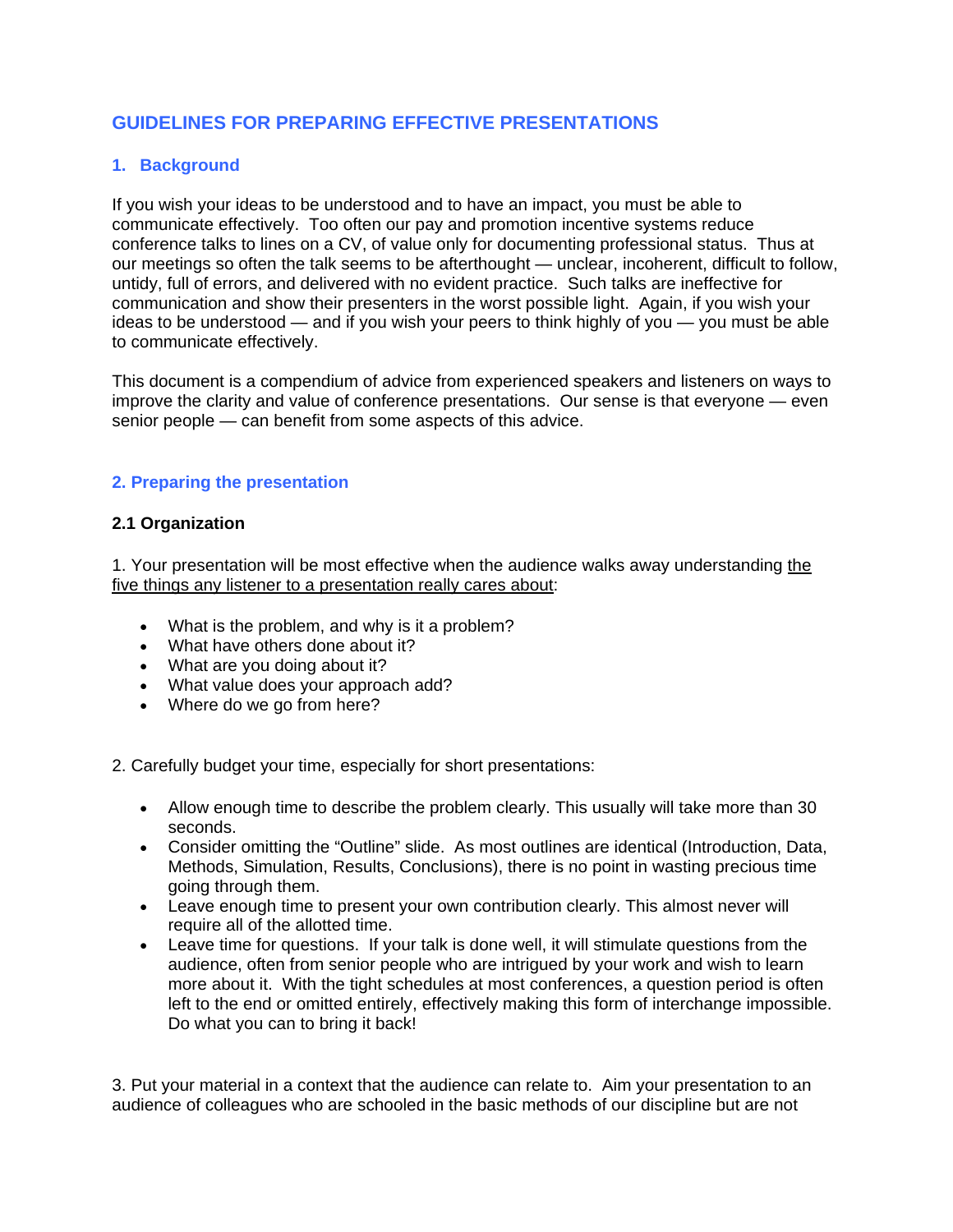# GUIDELINES FOR PREPARING EFFECTIVE PRESENTATIONS

## 1. Background

If you wish your ideas to be understood and to have an impact, you must be able to communicate effectively. Too often our pay and promotion incentive systems reduce conference talks to lines on a CV, of value only for documenting professional status. Thus at our meetings so often the talk seems to be afterthought — unclear, incoherent, difficult to follow, untidy, full of errors, and delivered with no evident practice. Such talks are ineffective for communication and show their presenters in the worst possible light. Again, if you wish your ideas to be understood — and if you wish your peers to think highly of you — you must be able to communicate effectively.

This document is a compendium of advice from experienced speakers and listeners on ways to improve the clarity and value of conference presentations. Our sense is that everyone — even senior people — can benefit from some aspects of this advice.

## 2. Preparing the presentation

### 2.1 Organization

1. Your presentation will be most effective when the audience walks away understanding <u>the five things any listener to a presentation really cares about</u>:

- What is the problem, and why is it a problem?
- What have others done about it?
- What are you doing about it?
- What value does your approach add?
- Where do we go from here?

2. Carefully budget your time, especially for short presentations:

- Allow enough time to describe the problem clearly. This usually will take more than 30 seconds.
- Consider omitting the "Outline" slide. As most outlines are identical (Introduction, Data, Methods, Simulation, Results, Conclusions), there is no point in wasting precious time going through them.
- Leave enough time to present your own contribution clearly. This almost never will require all of the allotted time.
- Leave time for questions. If your talk is done well, it will stimulate questions from the audience, often from senior people who are intrigued by your work and wish to learn more about it. With the tight schedules at most conferences, a question period is often left to the end or omitted entirely, effectively making this form of interchange impossible. Do what you can to bring it back!

3. Put your material in a context that the audience can relate to. Aim your presentation to an audience of colleagues who are schooled in the basic methods of our discipline but are not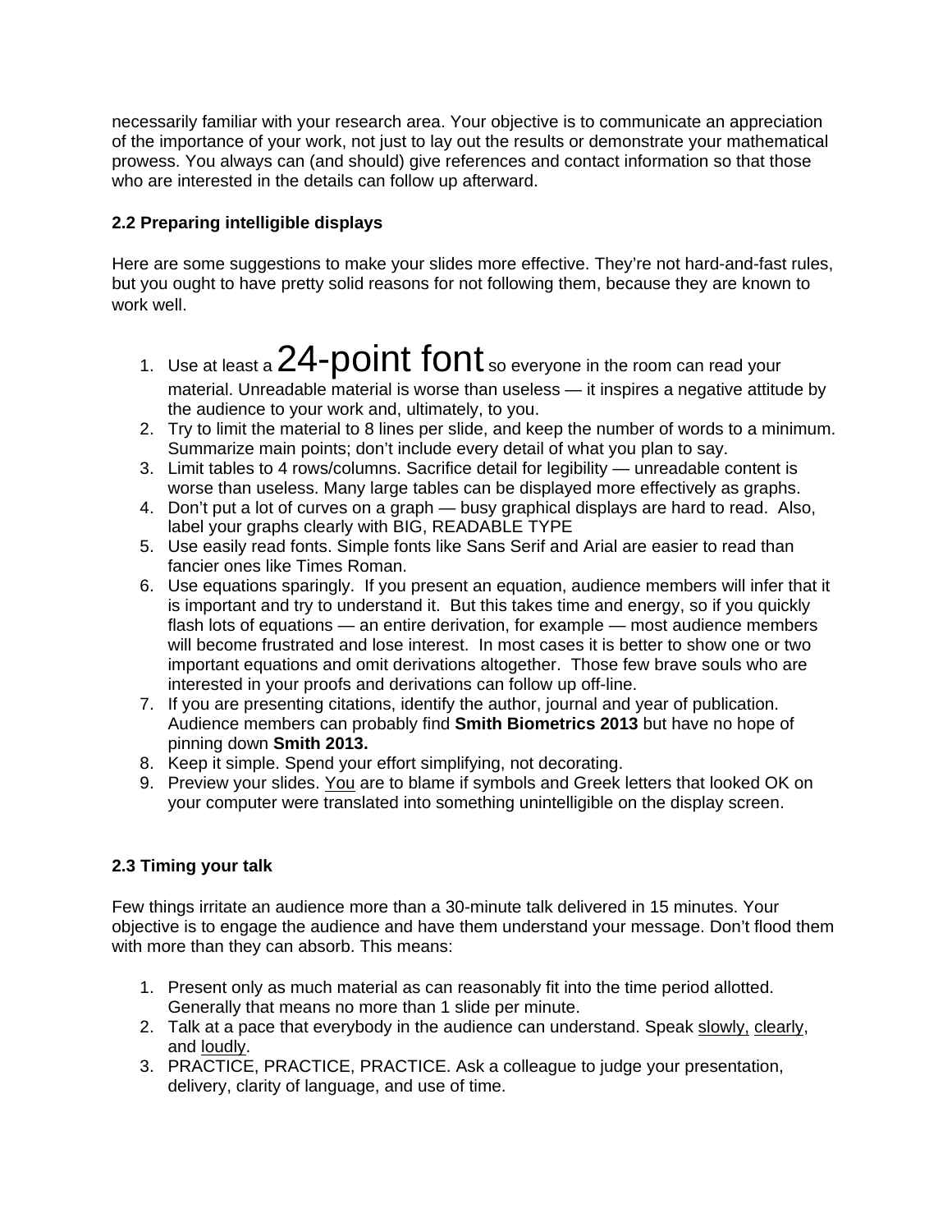necessarily familiar with your research area. Your objective is to communicate an appreciation of the importance of your work, not just to lay out the results or demonstrate your mathematical prowess. You always can (and should) give references and contact information so that those who are interested in the details can follow up afterward.

### 2.2 Preparing intelligible displays

Here are some suggestions to make your slides more effective. They're not hard-and-fast rules, but you ought to have pretty solid reasons for not following them, because they are known to work well.

1. Use at least a 24-point font so everyone in the room can read your material. Unreadable material is worse than useless — it inspires a negative attitude by the audience to your work and, ultimately, to you.
2. Try to limit the material to 8 lines per slide, and keep the number of words to a minimum. Summarize main points; don't include every detail of what you plan to say.
3. Limit tables to 4 rows/columns. Sacrifice detail for legibility — unreadable content is worse than useless. Many large tables can be displayed more effectively as graphs.
4. Don't put a lot of curves on a graph — busy graphical displays are hard to read. Also, label your graphs clearly with BIG, READABLE TYPE
5. Use easily read fonts. Simple fonts like Sans Serif and Arial are easier to read than fancier ones like Times Roman.
6. Use equations sparingly. If you present an equation, audience members will infer that it is important and try to understand it. But this takes time and energy, so if you quickly flash lots of equations — an entire derivation, for example — most audience members will become frustrated and lose interest. In most cases it is better to show one or two important equations and omit derivations altogether. Those few brave souls who are interested in your proofs and derivations can follow up off-line.
7. If you are presenting citations, identify the author, journal and year of publication. Audience members can probably find **Smith Biometrics 2013** but have no hope of pinning down **Smith 2013.**
8. Keep it simple. Spend your effort simplifying, not decorating.
9. Preview your slides. You are to blame if symbols and Greek letters that looked OK on your computer were translated into something unintelligible on the display screen.

### 2.3 Timing your talk

Few things irritate an audience more than a 30-minute talk delivered in 15 minutes. Your objective is to engage the audience and have them understand your message. Don't flood them with more than they can absorb. This means:

1. Present only as much material as can reasonably fit into the time period allotted. Generally that means no more than 1 slide per minute.
2. Talk at a pace that everybody in the audience can understand. Speak slowly, clearly, and loudly.
3. PRACTICE, PRACTICE, PRACTICE. Ask a colleague to judge your presentation, delivery, clarity of language, and use of time.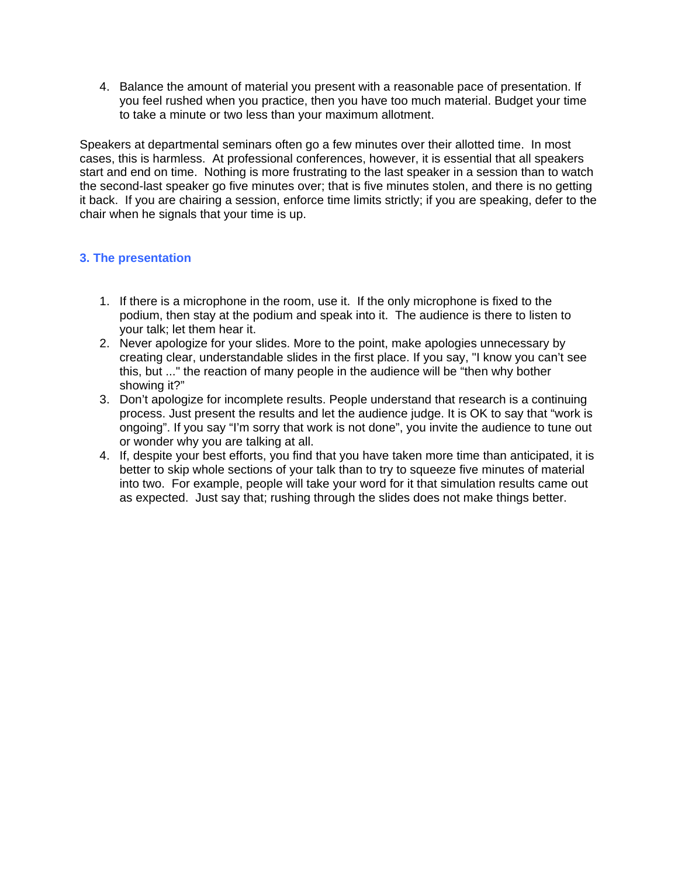4. Balance the amount of material you present with a reasonable pace of presentation. If you feel rushed when you practice, then you have too much material. Budget your time to take a minute or two less than your maximum allotment.

Speakers at departmental seminars often go a few minutes over their allotted time. In most cases, this is harmless. At professional conferences, however, it is essential that all speakers start and end on time. Nothing is more frustrating to the last speaker in a session than to watch the second-last speaker go five minutes over; that is five minutes stolen, and there is no getting it back. If you are chairing a session, enforce time limits strictly; if you are speaking, defer to the chair when he signals that your time is up.

### 3. The presentation

1. If there is a microphone in the room, use it. If the only microphone is fixed to the podium, then stay at the podium and speak into it. The audience is there to listen to your talk; let them hear it.
2. Never apologize for your slides. More to the point, make apologies unnecessary by creating clear, understandable slides in the first place. If you say, "I know you can't see this, but ..." the reaction of many people in the audience will be "then why bother showing it?"
3. Don't apologize for incomplete results. People understand that research is a continuing process. Just present the results and let the audience judge. It is OK to say that "work is ongoing". If you say "I'm sorry that work is not done", you invite the audience to tune out or wonder why you are talking at all.
4. If, despite your best efforts, you find that you have taken more time than anticipated, it is better to skip whole sections of your talk than to try to squeeze five minutes of material into two. For example, people will take your word for it that simulation results came out as expected. Just say that; rushing through the slides does not make things better.